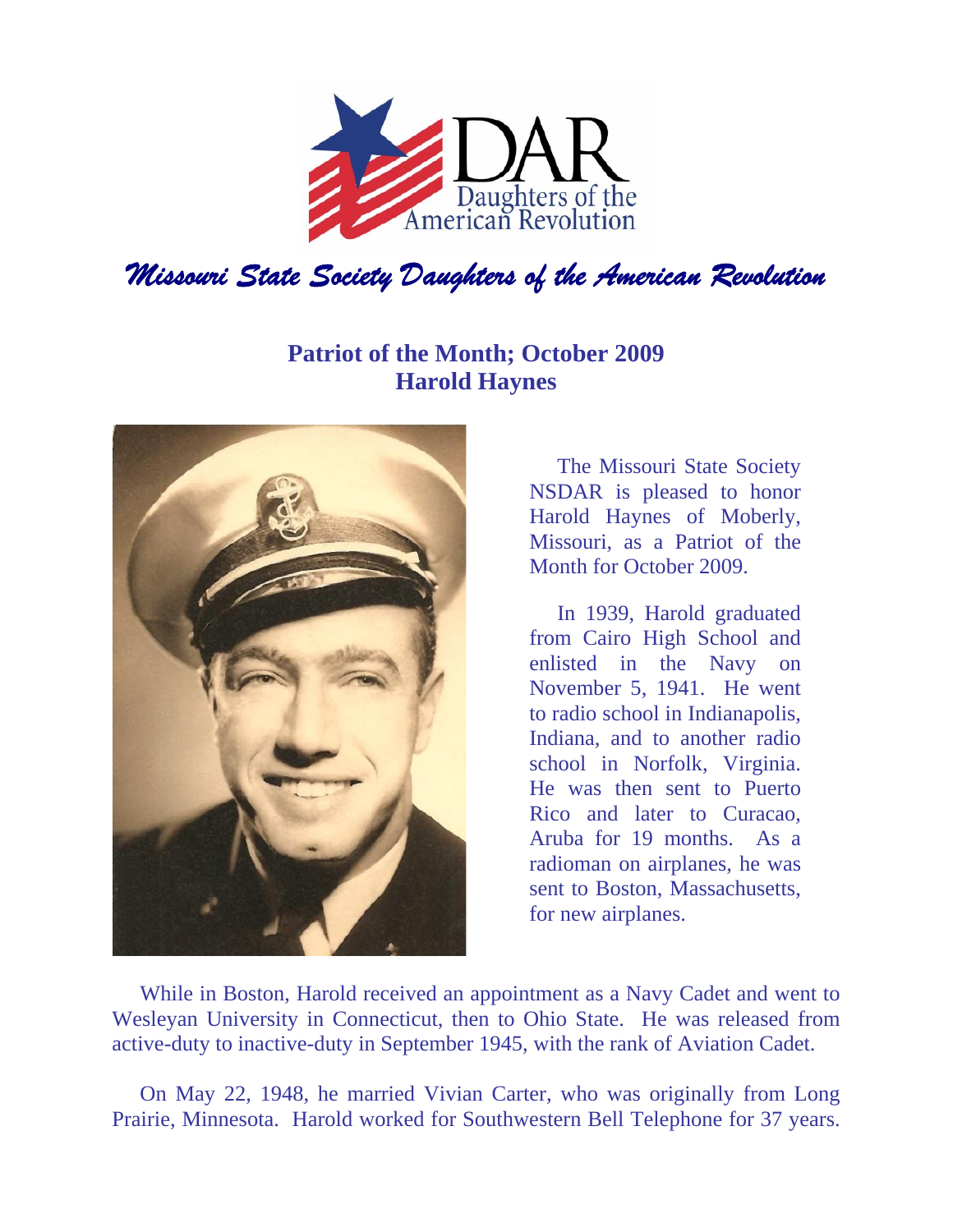DAR
Daughters of the American Revolution

*Missouri State Society Daughters of the American Revolution*

## Patriot of the Month; October 2009
## Harold Haynes

The Missouri State Society NSDAR is pleased to honor Harold Haynes of Moberly, Missouri, as a Patriot of the Month for October 2009.

In 1939, Harold graduated from Cairo High School and enlisted in the Navy on November 5, 1941. He went to radio school in Indianapolis, Indiana, and to another radio school in Norfolk, Virginia. He was then sent to Puerto Rico and later to Curacao, Aruba for 19 months. As a radioman on airplanes, he was sent to Boston, Massachusetts, for new airplanes.

While in Boston, Harold received an appointment as a Navy Cadet and went to Wesleyan University in Connecticut, then to Ohio State. He was released from active-duty to inactive-duty in September 1945, with the rank of Aviation Cadet.

On May 22, 1948, he married Vivian Carter, who was originally from Long Prairie, Minnesota. Harold worked for Southwestern Bell Telephone for 37 years.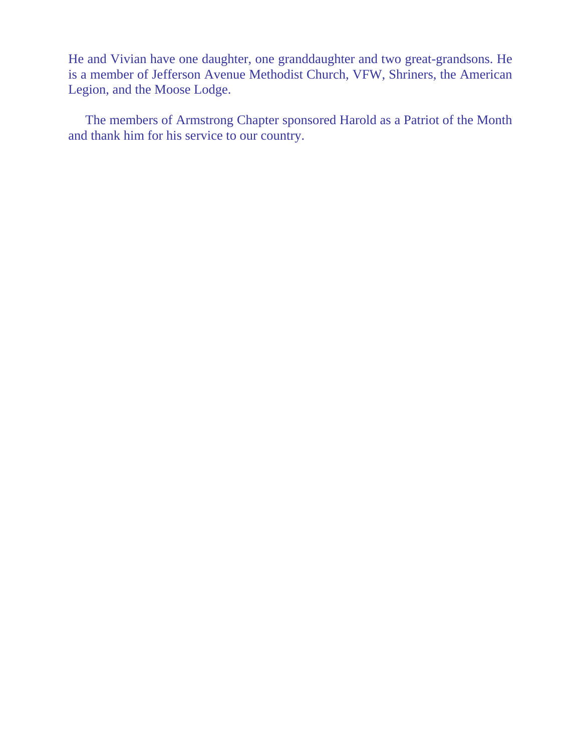He and Vivian have one daughter, one granddaughter and two great-grandsons. He is a member of Jefferson Avenue Methodist Church, VFW, Shriners, the American Legion, and the Moose Lodge.

The members of Armstrong Chapter sponsored Harold as a Patriot of the Month and thank him for his service to our country.